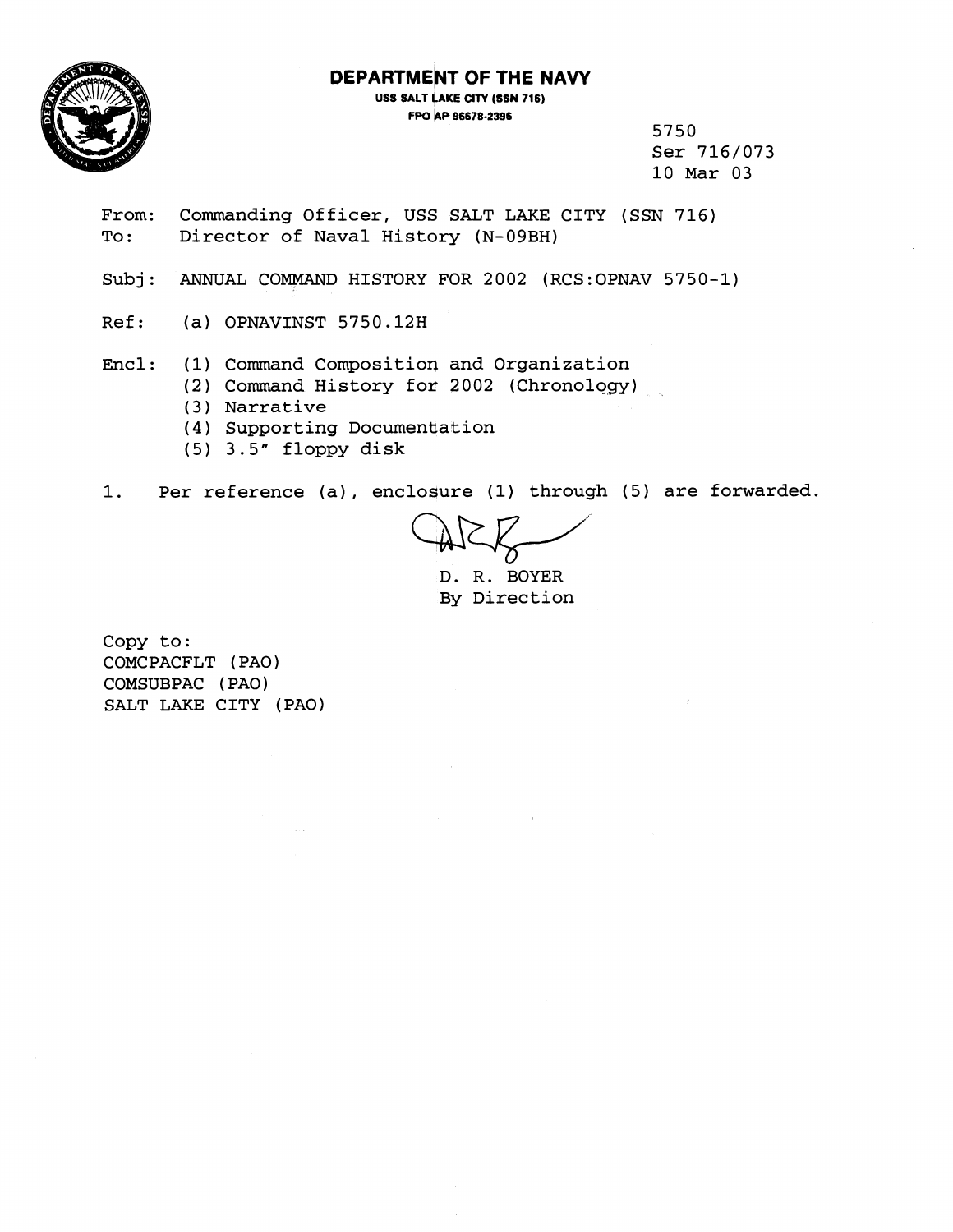# DEPARTMENT OF THE NAVY

**USS SALT LAKE CITY (SSN 716)**
**FPO AP 96678-2396**

5750
Ser 716/073
10 Mar 03

From: Commanding Officer, USS SALT LAKE CITY (SSN 716)
To: Director of Naval History (N-09BH)

Subj: ANNUAL COMMAND HISTORY FOR 2002 (RCS:OPNAV 5750-1)

Ref: (a) OPNAVINST 5750.12H

Encl: (1) Command Composition and Organization
(2) Command History for 2002 (Chronology)
(3) Narrative
(4) Supporting Documentation
(5) 3.5" floppy disk

1. Per reference (a), enclosure (1) through (5) are forwarded.

D. R. BOYER
By Direction

Copy to:
COMCPACFLT (PAO)
COMSUBPAC (PAO)
SALT LAKE CITY (PAO)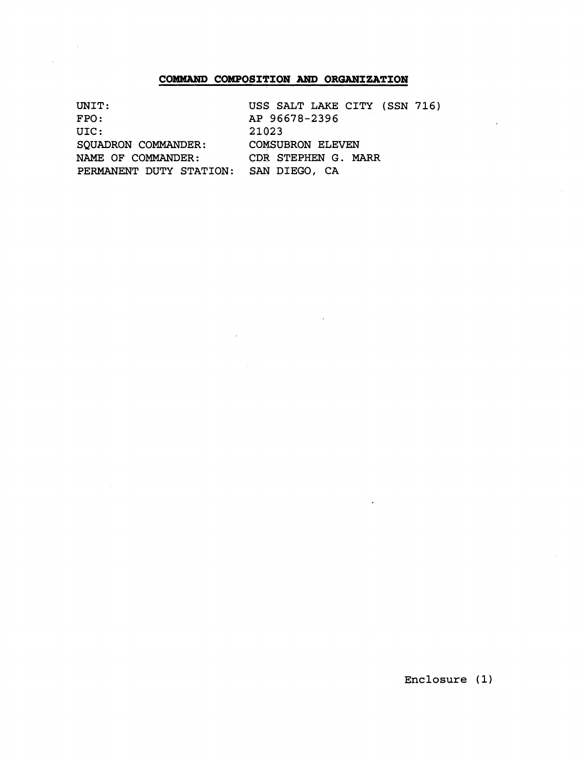## COMMAND COMPOSITION AND ORGANIZATION

| | |
|---|---|
| UNIT: | USS SALT LAKE CITY (SSN 716) |
| FPO: | AP 96678-2396 |
| UIC: | 21023 |
| SQUADRON COMMANDER: | COMSUBRON ELEVEN |
| NAME OF COMMANDER: | CDR STEPHEN G. MARR |
| PERMANENT DUTY STATION: | SAN DIEGO, CA |

Enclosure (1)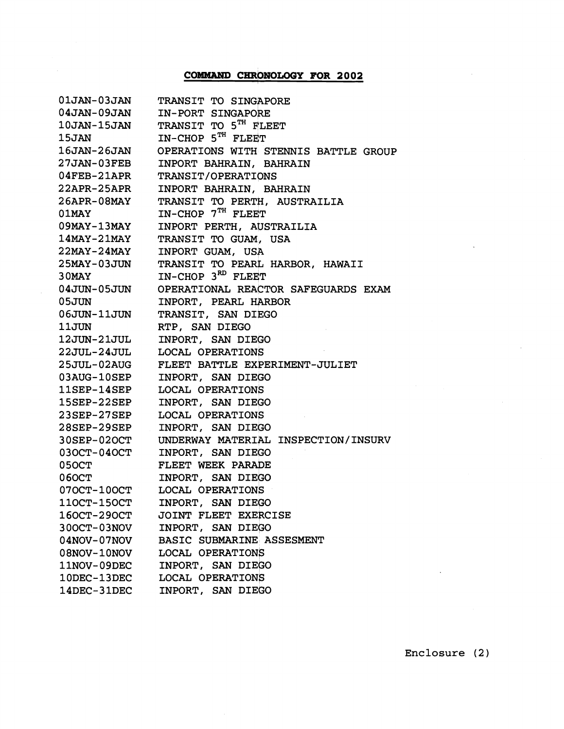## COMMAND CHRONOLOGY FOR 2002

| | |
|---|---|
| 01JAN-03JAN | TRANSIT TO SINGAPORE |
| 04JAN-09JAN | IN-PORT SINGAPORE |
| 10JAN-15JAN | TRANSIT TO 5TH FLEET |
| 15JAN | IN-CHOP 5TH FLEET |
| 16JAN-26JAN | OPERATIONS WITH STENNIS BATTLE GROUP |
| 27JAN-03FEB | INPORT BAHRAIN, BAHRAIN |
| 04FEB-21APR | TRANSIT/OPERATIONS |
| 22APR-25APR | INPORT BAHRAIN, BAHRAIN |
| 26APR-08MAY | TRANSIT TO PERTH, AUSTRAILIA |
| 01MAY | IN-CHOP 7TH FLEET |
| 09MAY-13MAY | INPORT PERTH, AUSTRAILIA |
| 14MAY-21MAY | TRANSIT TO GUAM, USA |
| 22MAY-24MAY | INPORT GUAM, USA |
| 25MAY-03JUN | TRANSIT TO PEARL HARBOR, HAWAII |
| 30MAY | IN-CHOP 3RD FLEET |
| 04JUN-05JUN | OPERATIONAL REACTOR SAFEGUARDS EXAM |
| 05JUN | INPORT, PEARL HARBOR |
| 06JUN-11JUN | TRANSIT, SAN DIEGO |
| 11JUN | RTP, SAN DIEGO |
| 12JUN-21JUL | INPORT, SAN DIEGO |
| 22JUL-24JUL | LOCAL OPERATIONS |
| 25JUL-02AUG | FLEET BATTLE EXPERIMENT-JULIET |
| 03AUG-10SEP | INPORT, SAN DIEGO |
| 11SEP-14SEP | LOCAL OPERATIONS |
| 15SEP-22SEP | INPORT, SAN DIEGO |
| 23SEP-27SEP | LOCAL OPERATIONS |
| 28SEP-29SEP | INPORT, SAN DIEGO |
| 30SEP-02OCT | UNDERWAY MATERIAL INSPECTION/INSURV |
| 03OCT-04OCT | INPORT, SAN DIEGO |
| 05OCT | FLEET WEEK PARADE |
| 06OCT | INPORT, SAN DIEGO |
| 07OCT-10OCT | LOCAL OPERATIONS |
| 11OCT-15OCT | INPORT, SAN DIEGO |
| 16OCT-29OCT | JOINT FLEET EXERCISE |
| 30OCT-03NOV | INPORT, SAN DIEGO |
| 04NOV-07NOV | BASIC SUBMARINE ASSESMENT |
| 08NOV-10NOV | LOCAL OPERATIONS |
| 11NOV-09DEC | INPORT, SAN DIEGO |
| 10DEC-13DEC | LOCAL OPERATIONS |
| 14DEC-31DEC | INPORT, SAN DIEGO |

Enclosure (2)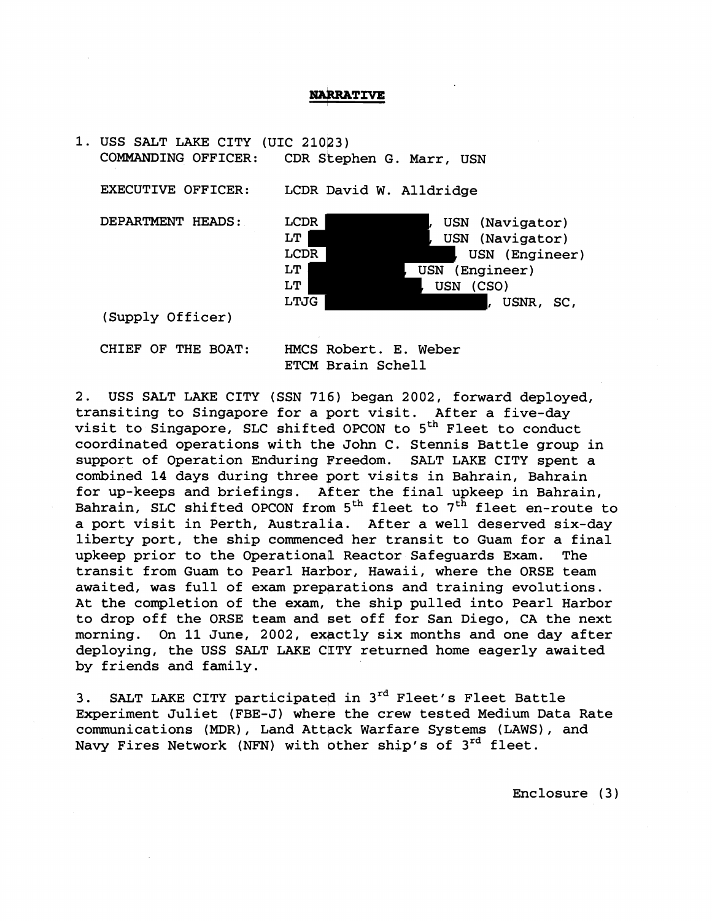# NARRATIVE

1. USS SALT LAKE CITY (UIC 21023)

COMMANDING OFFICER: CDR Stephen G. Marr, USN

EXECUTIVE OFFICER: LCDR David W. Alldridge

DEPARTMENT HEADS:
LCDR ███████, USN (Navigator)
LT ███████, USN (Navigator)
LCDR ███████, USN (Engineer)
LT ███████, USN (Engineer)
LT ███████, USN (CSO)
LTJG ███████, USNR, SC, (Supply Officer)

CHIEF OF THE BOAT:
HMCS Robert. E. Weber
ETCM Brain Schell

2. USS SALT LAKE CITY (SSN 716) began 2002, forward deployed, transiting to Singapore for a port visit. After a five-day visit to Singapore, SLC shifted OPCON to 5th Fleet to conduct coordinated operations with the John C. Stennis Battle group in support of Operation Enduring Freedom. SALT LAKE CITY spent a combined 14 days during three port visits in Bahrain, Bahrain for up-keeps and briefings. After the final upkeep in Bahrain, Bahrain, SLC shifted OPCON from 5th fleet to 7th fleet en-route to a port visit in Perth, Australia. After a well deserved six-day liberty port, the ship commenced her transit to Guam for a final upkeep prior to the Operational Reactor Safeguards Exam. The transit from Guam to Pearl Harbor, Hawaii, where the ORSE team awaited, was full of exam preparations and training evolutions. At the completion of the exam, the ship pulled into Pearl Harbor to drop off the ORSE team and set off for San Diego, CA the next morning. On 11 June, 2002, exactly six months and one day after deploying, the USS SALT LAKE CITY returned home eagerly awaited by friends and family.

3. SALT LAKE CITY participated in 3rd Fleet's Fleet Battle Experiment Juliet (FBE-J) where the crew tested Medium Data Rate communications (MDR), Land Attack Warfare Systems (LAWS), and Navy Fires Network (NFN) with other ship's of 3rd fleet.

Enclosure (3)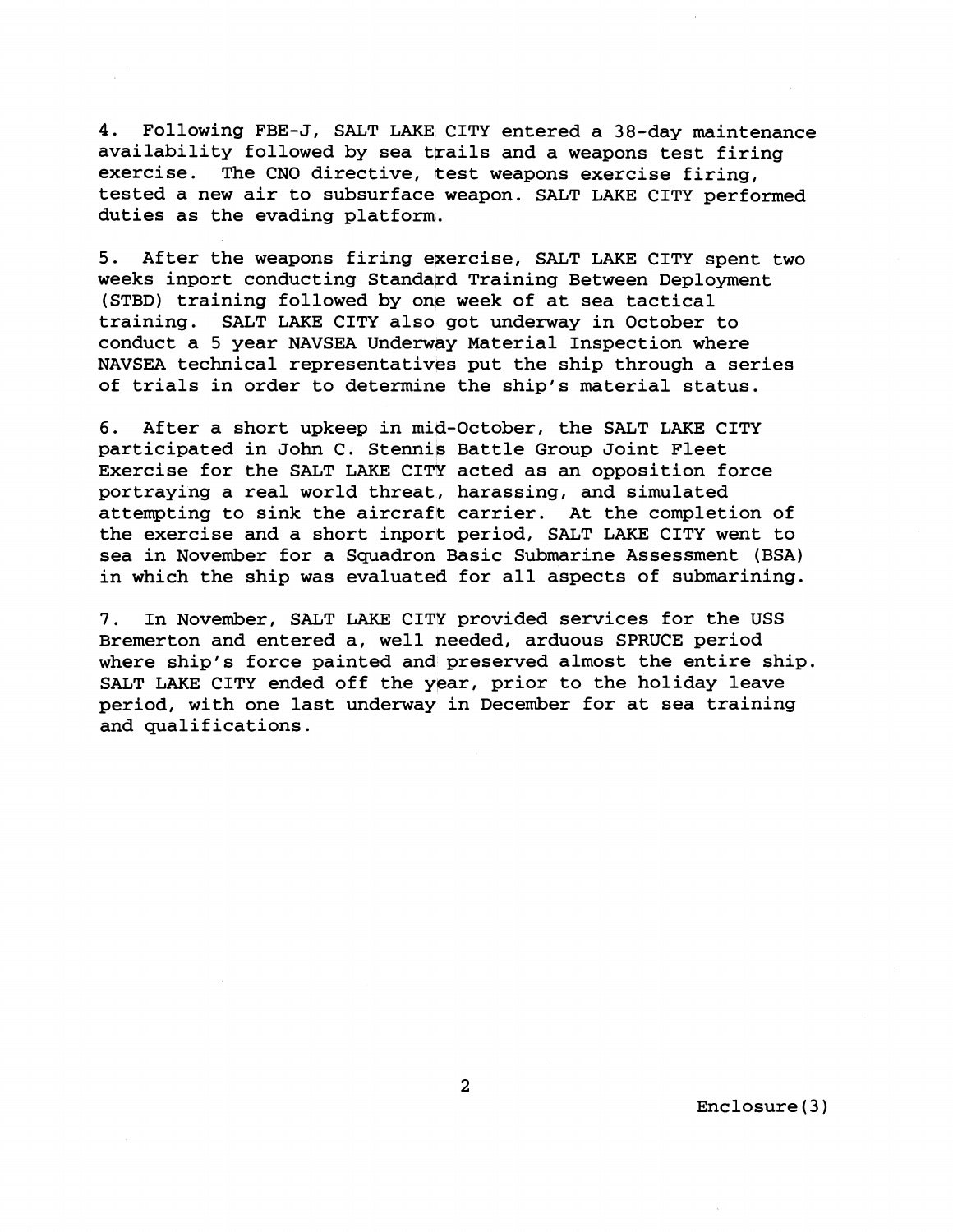4. Following FBE-J, SALT LAKE CITY entered a 38-day maintenance availability followed by sea trails and a weapons test firing exercise. The CNO directive, test weapons exercise firing, tested a new air to subsurface weapon. SALT LAKE CITY performed duties as the evading platform.

5. After the weapons firing exercise, SALT LAKE CITY spent two weeks inport conducting Standard Training Between Deployment (STBD) training followed by one week of at sea tactical training. SALT LAKE CITY also got underway in October to conduct a 5 year NAVSEA Underway Material Inspection where NAVSEA technical representatives put the ship through a series of trials in order to determine the ship's material status.

6. After a short upkeep in mid-October, the SALT LAKE CITY participated in John C. Stennis Battle Group Joint Fleet Exercise for the SALT LAKE CITY acted as an opposition force portraying a real world threat, harassing, and simulated attempting to sink the aircraft carrier. At the completion of the exercise and a short inport period, SALT LAKE CITY went to sea in November for a Squadron Basic Submarine Assessment (BSA) in which the ship was evaluated for all aspects of submarining.

7. In November, SALT LAKE CITY provided services for the USS Bremerton and entered a, well needed, arduous SPRUCE period where ship's force painted and preserved almost the entire ship. SALT LAKE CITY ended off the year, prior to the holiday leave period, with one last underway in December for at sea training and qualifications.

Enclosure(3)